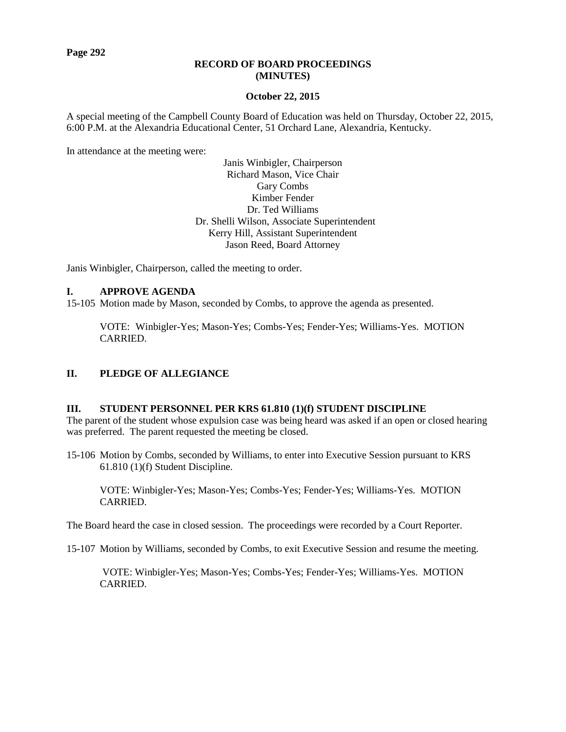**RECORD OF BOARD PROCEEDINGS**
**(MINUTES)**

**October 22, 2015**

A special meeting of the Campbell County Board of Education was held on Thursday, October 22, 2015, 6:00 P.M. at the Alexandria Educational Center, 51 Orchard Lane, Alexandria, Kentucky.

In attendance at the meeting were:

Janis Winbigler, Chairperson
Richard Mason, Vice Chair
Gary Combs
Kimber Fender
Dr. Ted Williams
Dr. Shelli Wilson, Associate Superintendent
Kerry Hill, Assistant Superintendent
Jason Reed, Board Attorney

Janis Winbigler, Chairperson, called the meeting to order.

## I. APPROVE AGENDA

15-105 Motion made by Mason, seconded by Combs, to approve the agenda as presented.

VOTE: Winbigler-Yes; Mason-Yes; Combs-Yes; Fender-Yes; Williams-Yes. MOTION CARRIED.

## II. PLEDGE OF ALLEGIANCE

## III. STUDENT PERSONNEL PER KRS 61.810 (1)(f) STUDENT DISCIPLINE

The parent of the student whose expulsion case was being heard was asked if an open or closed hearing was preferred. The parent requested the meeting be closed.

15-106 Motion by Combs, seconded by Williams, to enter into Executive Session pursuant to KRS 61.810 (1)(f) Student Discipline.

VOTE: Winbigler-Yes; Mason-Yes; Combs-Yes; Fender-Yes; Williams-Yes. MOTION CARRIED.

The Board heard the case in closed session. The proceedings were recorded by a Court Reporter.

15-107 Motion by Williams, seconded by Combs, to exit Executive Session and resume the meeting.

VOTE: Winbigler-Yes; Mason-Yes; Combs-Yes; Fender-Yes; Williams-Yes. MOTION CARRIED.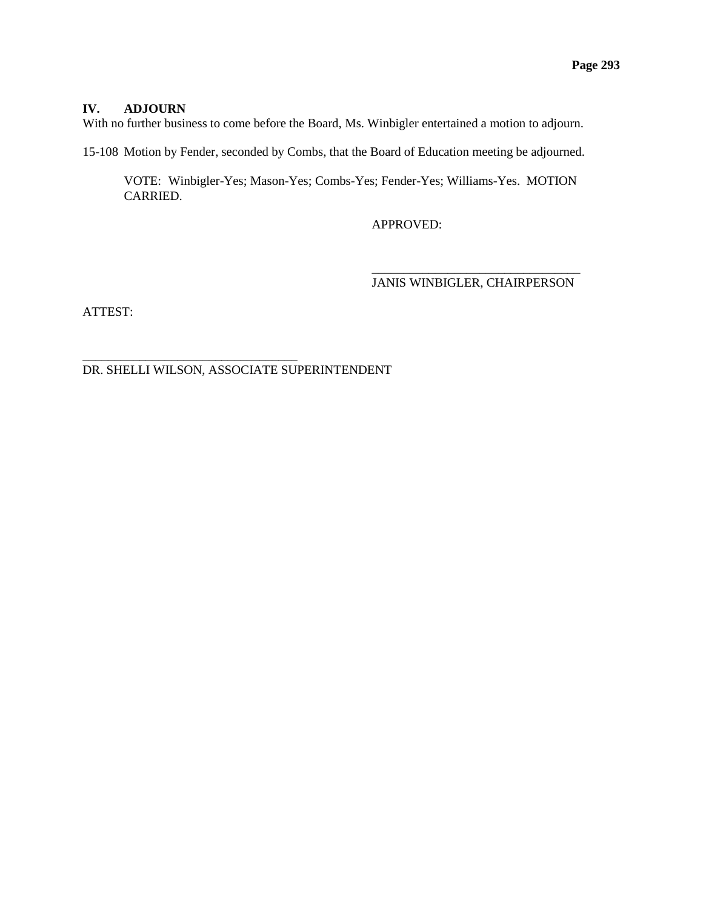## IV. ADJOURN

With no further business to come before the Board, Ms. Winbigler entertained a motion to adjourn.

15-108 Motion by Fender, seconded by Combs, that the Board of Education meeting be adjourned.

VOTE: Winbigler-Yes; Mason-Yes; Combs-Yes; Fender-Yes; Williams-Yes. MOTION CARRIED.

APPROVED:

\_\_\_\_\_\_\_\_\_\_\_\_\_\_\_\_\_\_\_\_\_\_\_\_\_\_\_\_\_\_\_\_\_\_

JANIS WINBIGLER, CHAIRPERSON

ATTEST:

\_\_\_\_\_\_\_\_\_\_\_\_\_\_\_\_\_\_\_\_\_\_\_\_\_\_\_\_\_\_\_\_\_\_

DR. SHELLI WILSON, ASSOCIATE SUPERINTENDENT